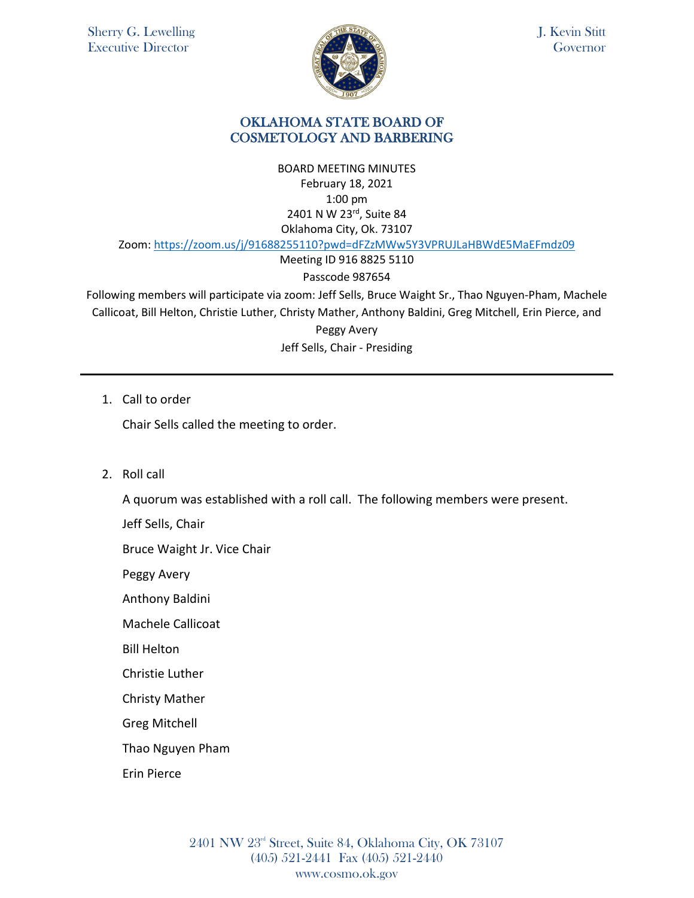Sherry G. Lewelling
Executive Director

J. Kevin Stitt
Governor

# OKLAHOMA STATE BOARD OF COSMETOLOGY AND BARBERING

BOARD MEETING MINUTES
February 18, 2021
1:00 pm
2401 N W 23rd, Suite 84
Oklahoma City, Ok. 73107
Zoom: https://zoom.us/j/91688255110?pwd=dFZzMWw5Y3VPRUJLaHBWdE5MaEFmdz09
Meeting ID 916 8825 5110
Passcode 987654

Following members will participate via zoom: Jeff Sells, Bruce Waight Sr., Thao Nguyen-Pham, Machele Callicoat, Bill Helton, Christie Luther, Christy Mather, Anthony Baldini, Greg Mitchell, Erin Pierce, and Peggy Avery

Jeff Sells, Chair - Presiding

---

1. Call to order

   Chair Sells called the meeting to order.

2. Roll call

   A quorum was established with a roll call. The following members were present.

   Jeff Sells, Chair

   Bruce Waight Jr. Vice Chair

   Peggy Avery

   Anthony Baldini

   Machele Callicoat

   Bill Helton

   Christie Luther

   Christy Mather

   Greg Mitchell

   Thao Nguyen Pham

   Erin Pierce

2401 NW 23rd Street, Suite 84, Oklahoma City, OK 73107
(405) 521-2441 Fax (405) 521-2440
www.cosmo.ok.gov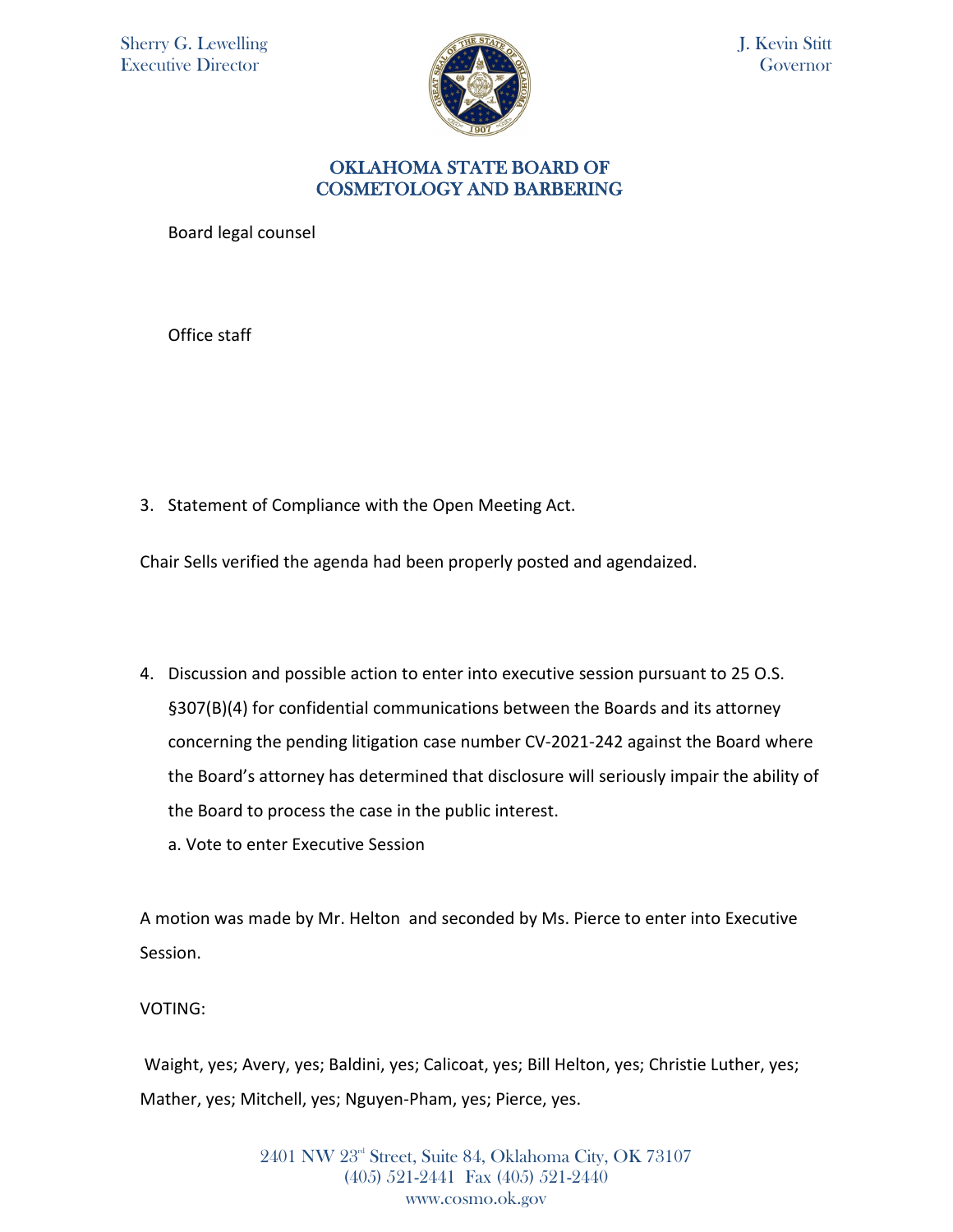Board legal counsel

Office staff

3. Statement of Compliance with the Open Meeting Act.

Chair Sells verified the agenda had been properly posted and agendaized.

4. Discussion and possible action to enter into executive session pursuant to 25 O.S. §307(B)(4) for confidential communications between the Boards and its attorney concerning the pending litigation case number CV-2021-242 against the Board where the Board's attorney has determined that disclosure will seriously impair the ability of the Board to process the case in the public interest.

   a. Vote to enter Executive Session

A motion was made by Mr. Helton and seconded by Ms. Pierce to enter into Executive Session.

VOTING:

Waight, yes; Avery, yes; Baldini, yes; Calicoat, yes; Bill Helton, yes; Christie Luther, yes; Mather, yes; Mitchell, yes; Nguyen-Pham, yes; Pierce, yes.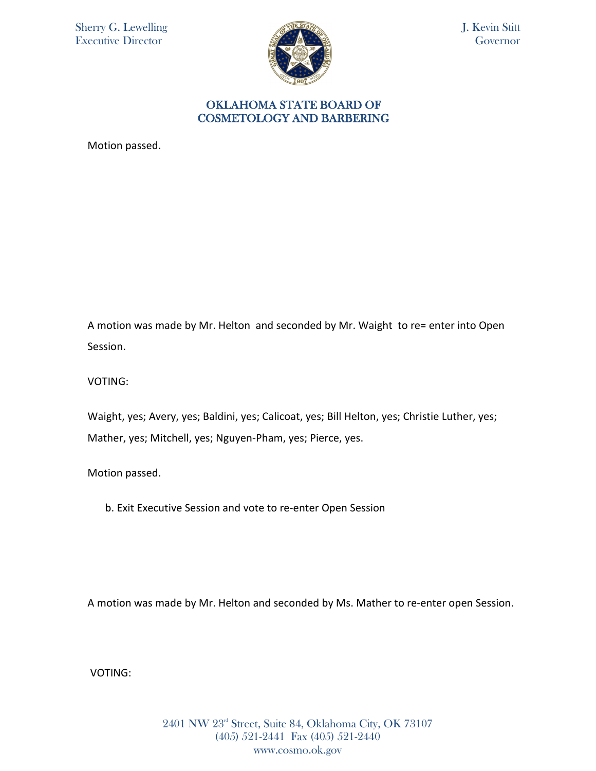Motion passed.

A motion was made by Mr. Helton and seconded by Mr. Waight to re= enter into Open Session.

VOTING:

Waight, yes; Avery, yes; Baldini, yes; Calicoat, yes; Bill Helton, yes; Christie Luther, yes; Mather, yes; Mitchell, yes; Nguyen-Pham, yes; Pierce, yes.

Motion passed.

b. Exit Executive Session and vote to re-enter Open Session

A motion was made by Mr. Helton and seconded by Ms. Mather to re-enter open Session.

VOTING: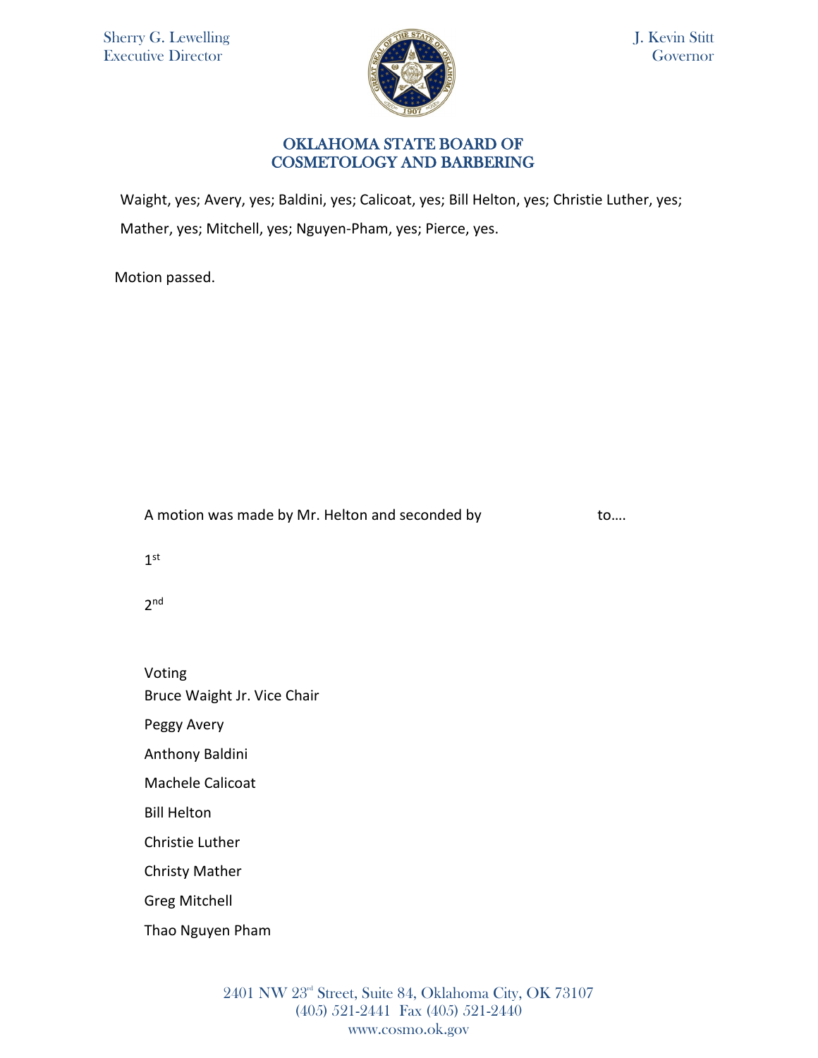Waight, yes; Avery, yes; Baldini, yes; Calicoat, yes; Bill Helton, yes; Christie Luther, yes; Mather, yes; Mitchell, yes; Nguyen-Pham, yes; Pierce, yes.

Motion passed.

A motion was made by Mr. Helton and seconded by                         to….

1st

2nd

Voting

Bruce Waight Jr. Vice Chair

Peggy Avery

Anthony Baldini

Machele Calicoat

Bill Helton

Christie Luther

Christy Mather

Greg Mitchell

Thao Nguyen Pham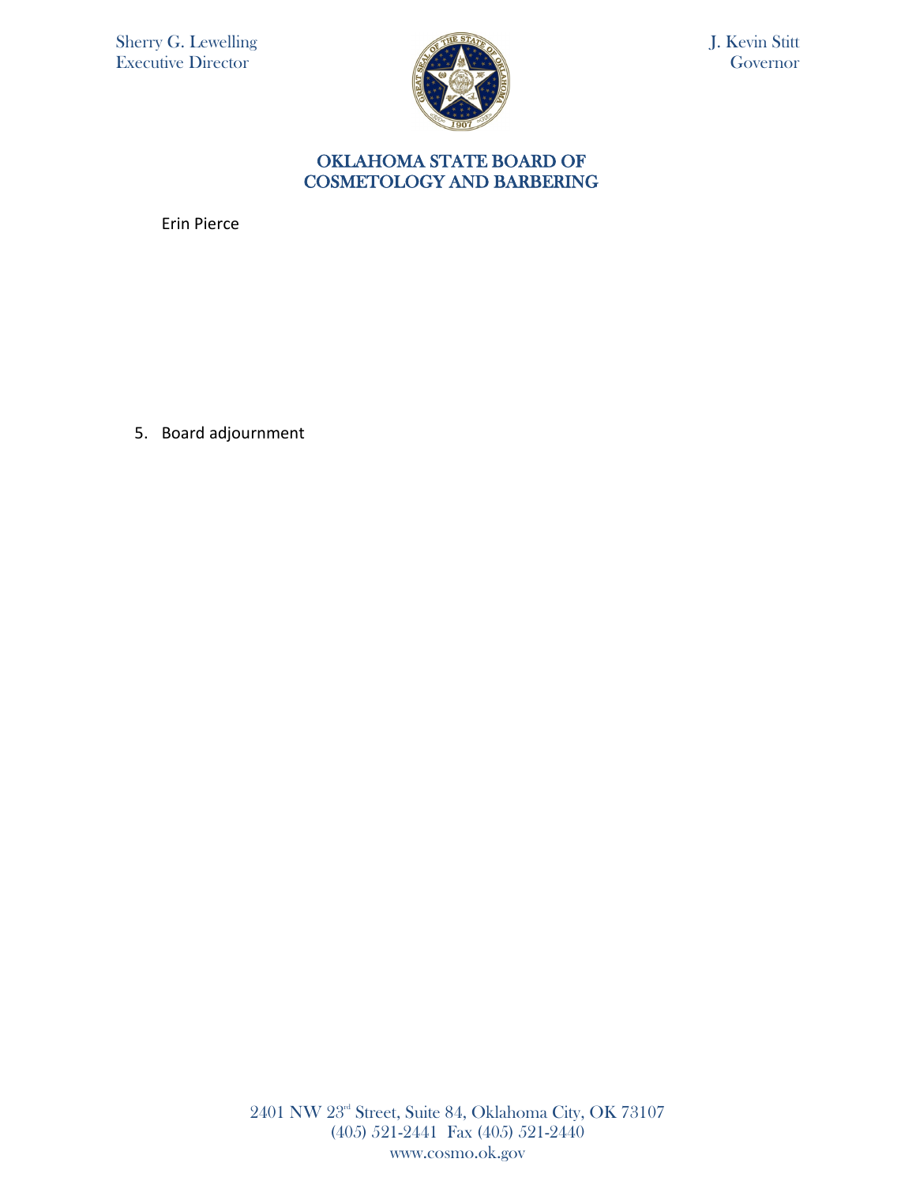Sherry G. Lewelling
Executive Director

J. Kevin Stitt
Governor

## OKLAHOMA STATE BOARD OF COSMETOLOGY AND BARBERING

Erin Pierce

5. Board adjournment

2401 NW 23rd Street, Suite 84, Oklahoma City, OK 73107
(405) 521-2441 Fax (405) 521-2440
www.cosmo.ok.gov